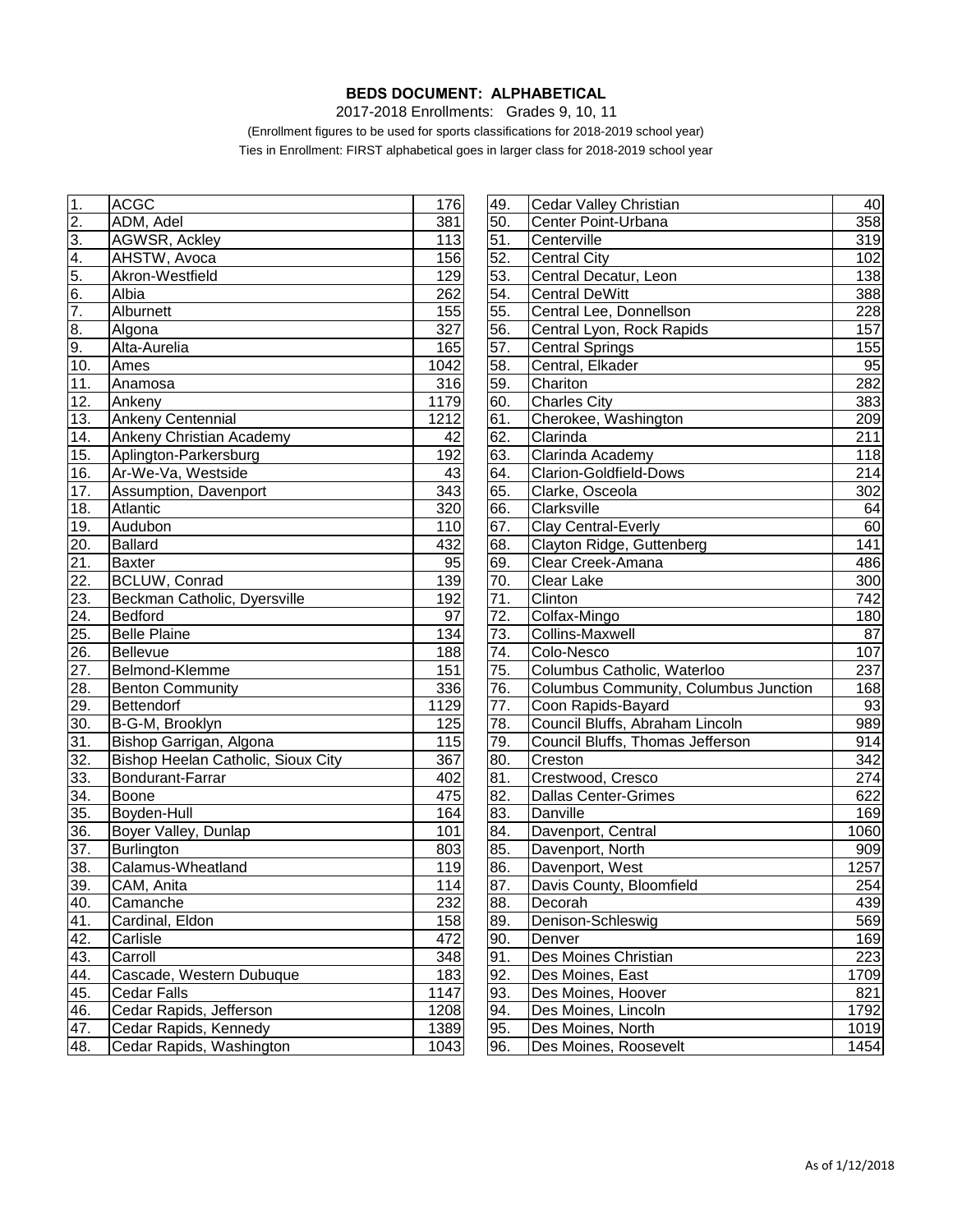**BEDS DOCUMENT: ALPHABETICAL**

2017-2018 Enrollments: Grades 9, 10, 11

(Enrollment figures to be used for sports classifications for 2018-2019 school year)

Ties in Enrollment: FIRST alphabetical goes in larger class for 2018-2019 school year

| # | School | Enrollment |
|---|---|---|
| 1. | ACGC | 176 |
| 2. | ADM, Adel | 381 |
| 3. | AGWSR, Ackley | 113 |
| 4. | AHSTW, Avoca | 156 |
| 5. | Akron-Westfield | 129 |
| 6. | Albia | 262 |
| 7. | Alburnett | 155 |
| 8. | Algona | 327 |
| 9. | Alta-Aurelia | 165 |
| 10. | Ames | 1042 |
| 11. | Anamosa | 316 |
| 12. | Ankeny | 1179 |
| 13. | Ankeny Centennial | 1212 |
| 14. | Ankeny Christian Academy | 42 |
| 15. | Aplington-Parkersburg | 192 |
| 16. | Ar-We-Va, Westside | 43 |
| 17. | Assumption, Davenport | 343 |
| 18. | Atlantic | 320 |
| 19. | Audubon | 110 |
| 20. | Ballard | 432 |
| 21. | Baxter | 95 |
| 22. | BCLUW, Conrad | 139 |
| 23. | Beckman Catholic, Dyersville | 192 |
| 24. | Bedford | 97 |
| 25. | Belle Plaine | 134 |
| 26. | Bellevue | 188 |
| 27. | Belmond-Klemme | 151 |
| 28. | Benton Community | 336 |
| 29. | Bettendorf | 1129 |
| 30. | B-G-M, Brooklyn | 125 |
| 31. | Bishop Garrigan, Algona | 115 |
| 32. | Bishop Heelan Catholic, Sioux City | 367 |
| 33. | Bondurant-Farrar | 402 |
| 34. | Boone | 475 |
| 35. | Boyden-Hull | 164 |
| 36. | Boyer Valley, Dunlap | 101 |
| 37. | Burlington | 803 |
| 38. | Calamus-Wheatland | 119 |
| 39. | CAM, Anita | 114 |
| 40. | Camanche | 232 |
| 41. | Cardinal, Eldon | 158 |
| 42. | Carlisle | 472 |
| 43. | Carroll | 348 |
| 44. | Cascade, Western Dubuque | 183 |
| 45. | Cedar Falls | 1147 |
| 46. | Cedar Rapids, Jefferson | 1208 |
| 47. | Cedar Rapids, Kennedy | 1389 |
| 48. | Cedar Rapids, Washington | 1043 |
| 49. | Cedar Valley Christian | 40 |
| 50. | Center Point-Urbana | 358 |
| 51. | Centerville | 319 |
| 52. | Central City | 102 |
| 53. | Central Decatur, Leon | 138 |
| 54. | Central DeWitt | 388 |
| 55. | Central Lee, Donnellson | 228 |
| 56. | Central Lyon, Rock Rapids | 157 |
| 57. | Central Springs | 155 |
| 58. | Central, Elkader | 95 |
| 59. | Chariton | 282 |
| 60. | Charles City | 383 |
| 61. | Cherokee, Washington | 209 |
| 62. | Clarinda | 211 |
| 63. | Clarinda Academy | 118 |
| 64. | Clarion-Goldfield-Dows | 214 |
| 65. | Clarke, Osceola | 302 |
| 66. | Clarksville | 64 |
| 67. | Clay Central-Everly | 60 |
| 68. | Clayton Ridge, Guttenberg | 141 |
| 69. | Clear Creek-Amana | 486 |
| 70. | Clear Lake | 300 |
| 71. | Clinton | 742 |
| 72. | Colfax-Mingo | 180 |
| 73. | Collins-Maxwell | 87 |
| 74. | Colo-Nesco | 107 |
| 75. | Columbus Catholic, Waterloo | 237 |
| 76. | Columbus Community, Columbus Junction | 168 |
| 77. | Coon Rapids-Bayard | 93 |
| 78. | Council Bluffs, Abraham Lincoln | 989 |
| 79. | Council Bluffs, Thomas Jefferson | 914 |
| 80. | Creston | 342 |
| 81. | Crestwood, Cresco | 274 |
| 82. | Dallas Center-Grimes | 622 |
| 83. | Danville | 169 |
| 84. | Davenport, Central | 1060 |
| 85. | Davenport, North | 909 |
| 86. | Davenport, West | 1257 |
| 87. | Davis County, Bloomfield | 254 |
| 88. | Decorah | 439 |
| 89. | Denison-Schleswig | 569 |
| 90. | Denver | 169 |
| 91. | Des Moines Christian | 223 |
| 92. | Des Moines, East | 1709 |
| 93. | Des Moines, Hoover | 821 |
| 94. | Des Moines, Lincoln | 1792 |
| 95. | Des Moines, North | 1019 |
| 96. | Des Moines, Roosevelt | 1454 |

As of 1/12/2018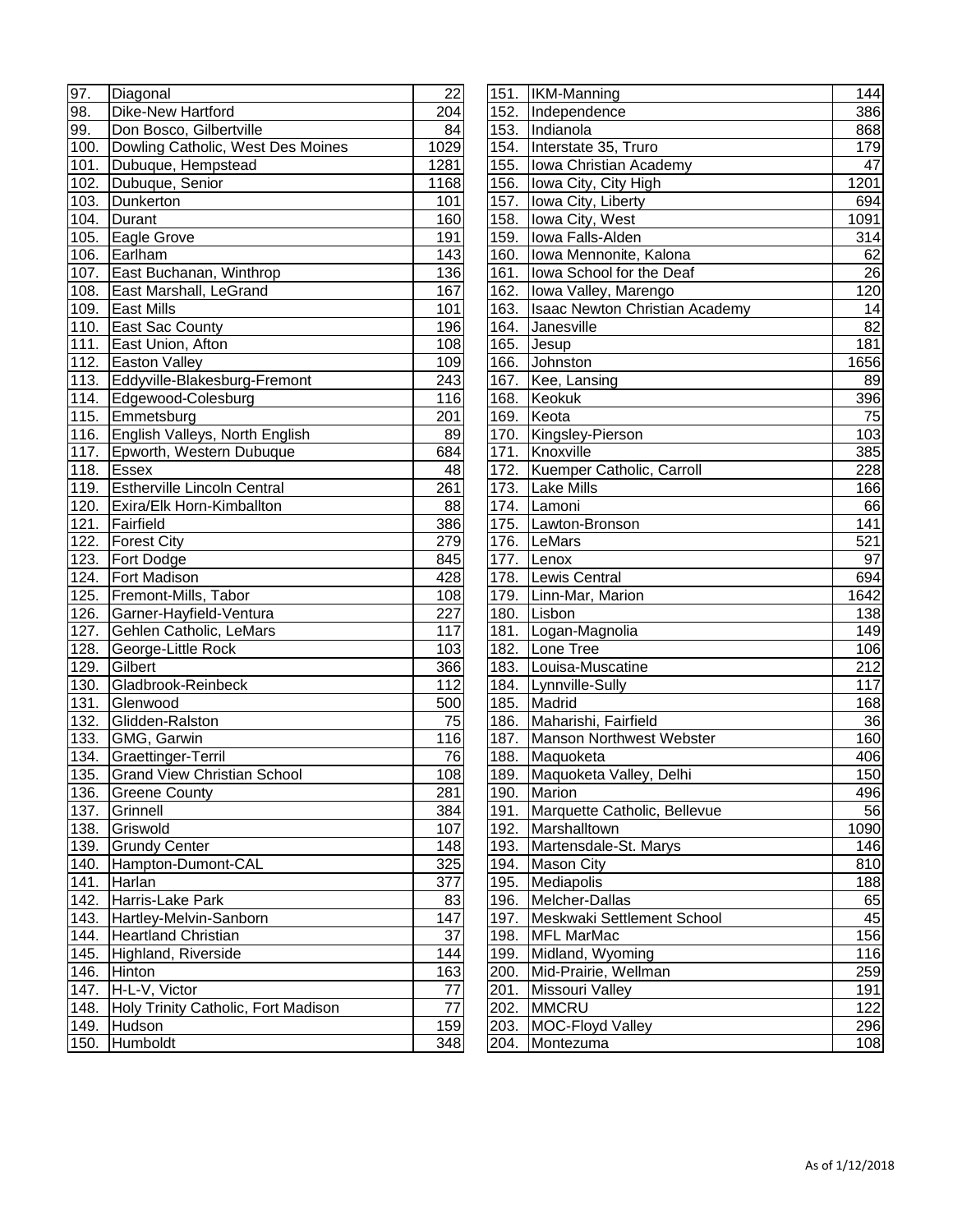| No. | School | Count |
|---|---|---|
| 97. | Diagonal | 22 |
| 98. | Dike-New Hartford | 204 |
| 99. | Don Bosco, Gilbertville | 84 |
| 100. | Dowling Catholic, West Des Moines | 1029 |
| 101. | Dubuque, Hempstead | 1281 |
| 102. | Dubuque, Senior | 1168 |
| 103. | Dunkerton | 101 |
| 104. | Durant | 160 |
| 105. | Eagle Grove | 191 |
| 106. | Earlham | 143 |
| 107. | East Buchanan, Winthrop | 136 |
| 108. | East Marshall, LeGrand | 167 |
| 109. | East Mills | 101 |
| 110. | East Sac County | 196 |
| 111. | East Union, Afton | 108 |
| 112. | Easton Valley | 109 |
| 113. | Eddyville-Blakesburg-Fremont | 243 |
| 114. | Edgewood-Colesburg | 116 |
| 115. | Emmetsburg | 201 |
| 116. | English Valleys, North English | 89 |
| 117. | Epworth, Western Dubuque | 684 |
| 118. | Essex | 48 |
| 119. | Estherville Lincoln Central | 261 |
| 120. | Exira/Elk Horn-Kimballton | 88 |
| 121. | Fairfield | 386 |
| 122. | Forest City | 279 |
| 123. | Fort Dodge | 845 |
| 124. | Fort Madison | 428 |
| 125. | Fremont-Mills, Tabor | 108 |
| 126. | Garner-Hayfield-Ventura | 227 |
| 127. | Gehlen Catholic, LeMars | 117 |
| 128. | George-Little Rock | 103 |
| 129. | Gilbert | 366 |
| 130. | Gladbrook-Reinbeck | 112 |
| 131. | Glenwood | 500 |
| 132. | Glidden-Ralston | 75 |
| 133. | GMG, Garwin | 116 |
| 134. | Graettinger-Terril | 76 |
| 135. | Grand View Christian School | 108 |
| 136. | Greene County | 281 |
| 137. | Grinnell | 384 |
| 138. | Griswold | 107 |
| 139. | Grundy Center | 148 |
| 140. | Hampton-Dumont-CAL | 325 |
| 141. | Harlan | 377 |
| 142. | Harris-Lake Park | 83 |
| 143. | Hartley-Melvin-Sanborn | 147 |
| 144. | Heartland Christian | 37 |
| 145. | Highland, Riverside | 144 |
| 146. | Hinton | 163 |
| 147. | H-L-V, Victor | 77 |
| 148. | Holy Trinity Catholic, Fort Madison | 77 |
| 149. | Hudson | 159 |
| 150. | Humboldt | 348 |
| 151. | IKM-Manning | 144 |
| 152. | Independence | 386 |
| 153. | Indianola | 868 |
| 154. | Interstate 35, Truro | 179 |
| 155. | Iowa Christian Academy | 47 |
| 156. | Iowa City, City High | 1201 |
| 157. | Iowa City, Liberty | 694 |
| 158. | Iowa City, West | 1091 |
| 159. | Iowa Falls-Alden | 314 |
| 160. | Iowa Mennonite, Kalona | 62 |
| 161. | Iowa School for the Deaf | 26 |
| 162. | Iowa Valley, Marengo | 120 |
| 163. | Isaac Newton Christian Academy | 14 |
| 164. | Janesville | 82 |
| 165. | Jesup | 181 |
| 166. | Johnston | 1656 |
| 167. | Kee, Lansing | 89 |
| 168. | Keokuk | 396 |
| 169. | Keota | 75 |
| 170. | Kingsley-Pierson | 103 |
| 171. | Knoxville | 385 |
| 172. | Kuemper Catholic, Carroll | 228 |
| 173. | Lake Mills | 166 |
| 174. | Lamoni | 66 |
| 175. | Lawton-Bronson | 141 |
| 176. | LeMars | 521 |
| 177. | Lenox | 97 |
| 178. | Lewis Central | 694 |
| 179. | Linn-Mar, Marion | 1642 |
| 180. | Lisbon | 138 |
| 181. | Logan-Magnolia | 149 |
| 182. | Lone Tree | 106 |
| 183. | Louisa-Muscatine | 212 |
| 184. | Lynnville-Sully | 117 |
| 185. | Madrid | 168 |
| 186. | Maharishi, Fairfield | 36 |
| 187. | Manson Northwest Webster | 160 |
| 188. | Maquoketa | 406 |
| 189. | Maquoketa Valley, Delhi | 150 |
| 190. | Marion | 496 |
| 191. | Marquette Catholic, Bellevue | 56 |
| 192. | Marshalltown | 1090 |
| 193. | Martensdale-St. Marys | 146 |
| 194. | Mason City | 810 |
| 195. | Mediapolis | 188 |
| 196. | Melcher-Dallas | 65 |
| 197. | Meskwaki Settlement School | 45 |
| 198. | MFL MarMac | 156 |
| 199. | Midland, Wyoming | 116 |
| 200. | Mid-Prairie, Wellman | 259 |
| 201. | Missouri Valley | 191 |
| 202. | MMCRU | 122 |
| 203. | MOC-Floyd Valley | 296 |
| 204. | Montezuma | 108 |

As of 1/12/2018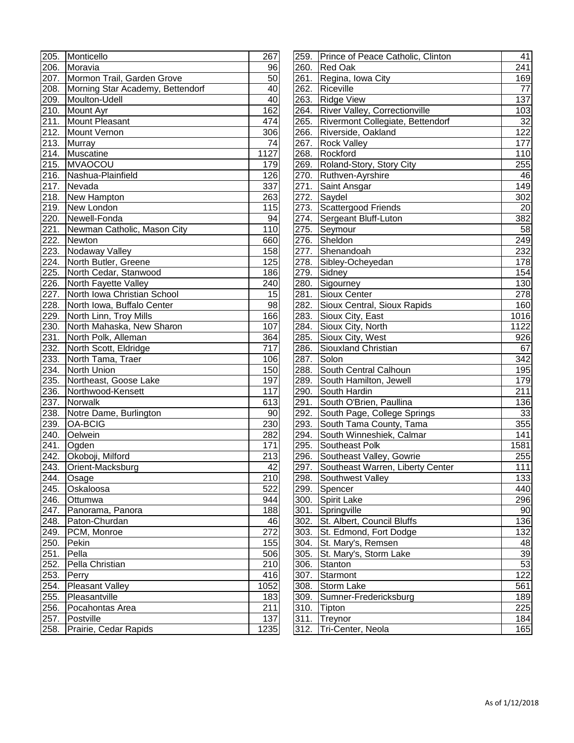| No. | School | Count |
|---|---|---|
| 205. | Monticello | 267 |
| 206. | Moravia | 96 |
| 207. | Mormon Trail, Garden Grove | 50 |
| 208. | Morning Star Academy, Bettendorf | 40 |
| 209. | Moulton-Udell | 40 |
| 210. | Mount Ayr | 162 |
| 211. | Mount Pleasant | 474 |
| 212. | Mount Vernon | 306 |
| 213. | Murray | 74 |
| 214. | Muscatine | 1127 |
| 215. | MVAOCOU | 179 |
| 216. | Nashua-Plainfield | 126 |
| 217. | Nevada | 337 |
| 218. | New Hampton | 263 |
| 219. | New London | 115 |
| 220. | Newell-Fonda | 94 |
| 221. | Newman Catholic, Mason City | 110 |
| 222. | Newton | 660 |
| 223. | Nodaway Valley | 158 |
| 224. | North Butler, Greene | 125 |
| 225. | North Cedar, Stanwood | 186 |
| 226. | North Fayette Valley | 240 |
| 227. | North Iowa Christian School | 15 |
| 228. | North Iowa, Buffalo Center | 98 |
| 229. | North Linn, Troy Mills | 166 |
| 230. | North Mahaska, New Sharon | 107 |
| 231. | North Polk, Alleman | 364 |
| 232. | North Scott, Eldridge | 717 |
| 233. | North Tama, Traer | 106 |
| 234. | North Union | 150 |
| 235. | Northeast, Goose Lake | 197 |
| 236. | Northwood-Kensett | 117 |
| 237. | Norwalk | 613 |
| 238. | Notre Dame, Burlington | 90 |
| 239. | OA-BCIG | 230 |
| 240. | Oelwein | 282 |
| 241. | Ogden | 171 |
| 242. | Okoboji, Milford | 213 |
| 243. | Orient-Macksburg | 42 |
| 244. | Osage | 210 |
| 245. | Oskaloosa | 522 |
| 246. | Ottumwa | 944 |
| 247. | Panorama, Panora | 188 |
| 248. | Paton-Churdan | 46 |
| 249. | PCM, Monroe | 272 |
| 250. | Pekin | 155 |
| 251. | Pella | 506 |
| 252. | Pella Christian | 210 |
| 253. | Perry | 416 |
| 254. | Pleasant Valley | 1052 |
| 255. | Pleasantville | 183 |
| 256. | Pocahontas Area | 211 |
| 257. | Postville | 137 |
| 258. | Prairie, Cedar Rapids | 1235 |
| 259. | Prince of Peace Catholic, Clinton | 41 |
| 260. | Red Oak | 241 |
| 261. | Regina, Iowa City | 169 |
| 262. | Riceville | 77 |
| 263. | Ridge View | 137 |
| 264. | River Valley, Correctionville | 103 |
| 265. | Rivermont Collegiate, Bettendorf | 32 |
| 266. | Riverside, Oakland | 122 |
| 267. | Rock Valley | 177 |
| 268. | Rockford | 110 |
| 269. | Roland-Story, Story City | 255 |
| 270. | Ruthven-Ayrshire | 46 |
| 271. | Saint Ansgar | 149 |
| 272. | Saydel | 302 |
| 273. | Scattergood Friends | 20 |
| 274. | Sergeant Bluff-Luton | 382 |
| 275. | Seymour | 58 |
| 276. | Sheldon | 249 |
| 277. | Shenandoah | 232 |
| 278. | Sibley-Ocheyedan | 178 |
| 279. | Sidney | 154 |
| 280. | Sigourney | 130 |
| 281. | Sioux Center | 278 |
| 282. | Sioux Central, Sioux Rapids | 160 |
| 283. | Sioux City, East | 1016 |
| 284. | Sioux City, North | 1122 |
| 285. | Sioux City, West | 926 |
| 286. | Siouxland Christian | 67 |
| 287. | Solon | 342 |
| 288. | South Central Calhoun | 195 |
| 289. | South Hamilton, Jewell | 179 |
| 290. | South Hardin | 211 |
| 291. | South O'Brien, Paullina | 136 |
| 292. | South Page, College Springs | 33 |
| 293. | South Tama County, Tama | 355 |
| 294. | South Winneshiek, Calmar | 141 |
| 295. | Southeast Polk | 1581 |
| 296. | Southeast Valley, Gowrie | 255 |
| 297. | Southeast Warren, Liberty Center | 111 |
| 298. | Southwest Valley | 133 |
| 299. | Spencer | 440 |
| 300. | Spirit Lake | 296 |
| 301. | Springville | 90 |
| 302. | St. Albert, Council Bluffs | 136 |
| 303. | St. Edmond, Fort Dodge | 132 |
| 304. | St. Mary's, Remsen | 48 |
| 305. | St. Mary's, Storm Lake | 39 |
| 306. | Stanton | 53 |
| 307. | Starmont | 122 |
| 308. | Storm Lake | 561 |
| 309. | Sumner-Fredericksburg | 189 |
| 310. | Tipton | 225 |
| 311. | Treynor | 184 |
| 312. | Tri-Center, Neola | 165 |

As of 1/12/2018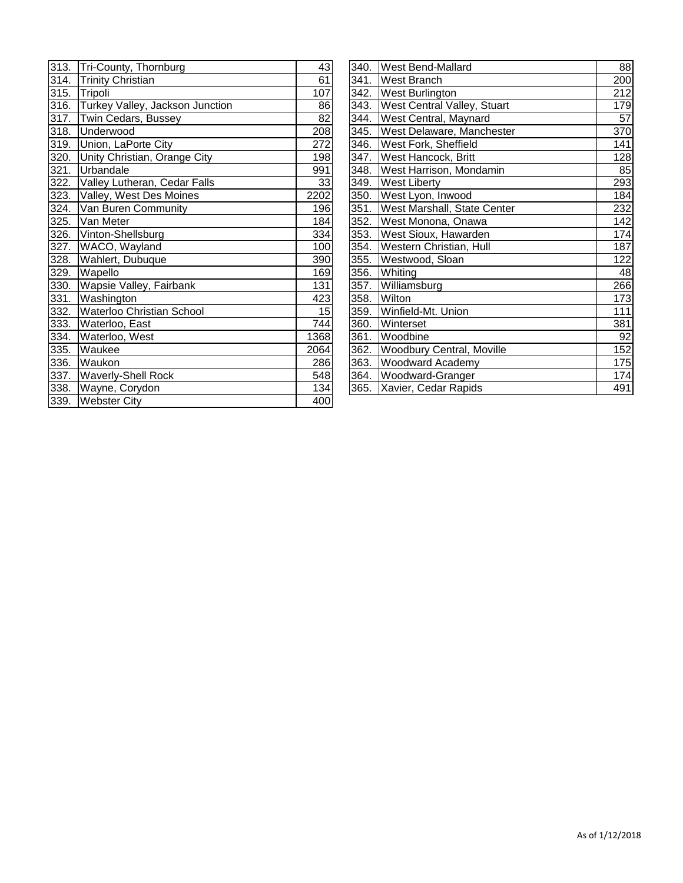| | | |
|---|---|---|
| 313. | Tri-County, Thornburg | 43 |
| 314. | Trinity Christian | 61 |
| 315. | Tripoli | 107 |
| 316. | Turkey Valley, Jackson Junction | 86 |
| 317. | Twin Cedars, Bussey | 82 |
| 318. | Underwood | 208 |
| 319. | Union, LaPorte City | 272 |
| 320. | Unity Christian, Orange City | 198 |
| 321. | Urbandale | 991 |
| 322. | Valley Lutheran, Cedar Falls | 33 |
| 323. | Valley, West Des Moines | 2202 |
| 324. | Van Buren Community | 196 |
| 325. | Van Meter | 184 |
| 326. | Vinton-Shellsburg | 334 |
| 327. | WACO, Wayland | 100 |
| 328. | Wahlert, Dubuque | 390 |
| 329. | Wapello | 169 |
| 330. | Wapsie Valley, Fairbank | 131 |
| 331. | Washington | 423 |
| 332. | Waterloo Christian School | 15 |
| 333. | Waterloo, East | 744 |
| 334. | Waterloo, West | 1368 |
| 335. | Waukee | 2064 |
| 336. | Waukon | 286 |
| 337. | Waverly-Shell Rock | 548 |
| 338. | Wayne, Corydon | 134 |
| 339. | Webster City | 400 |
| 340. | West Bend-Mallard | 88 |
| 341. | West Branch | 200 |
| 342. | West Burlington | 212 |
| 343. | West Central Valley, Stuart | 179 |
| 344. | West Central, Maynard | 57 |
| 345. | West Delaware, Manchester | 370 |
| 346. | West Fork, Sheffield | 141 |
| 347. | West Hancock, Britt | 128 |
| 348. | West Harrison, Mondamin | 85 |
| 349. | West Liberty | 293 |
| 350. | West Lyon, Inwood | 184 |
| 351. | West Marshall, State Center | 232 |
| 352. | West Monona, Onawa | 142 |
| 353. | West Sioux, Hawarden | 174 |
| 354. | Western Christian, Hull | 187 |
| 355. | Westwood, Sloan | 122 |
| 356. | Whiting | 48 |
| 357. | Williamsburg | 266 |
| 358. | Wilton | 173 |
| 359. | Winfield-Mt. Union | 111 |
| 360. | Winterset | 381 |
| 361. | Woodbine | 92 |
| 362. | Woodbury Central, Moville | 152 |
| 363. | Woodward Academy | 175 |
| 364. | Woodward-Granger | 174 |
| 365. | Xavier, Cedar Rapids | 491 |

As of 1/12/2018